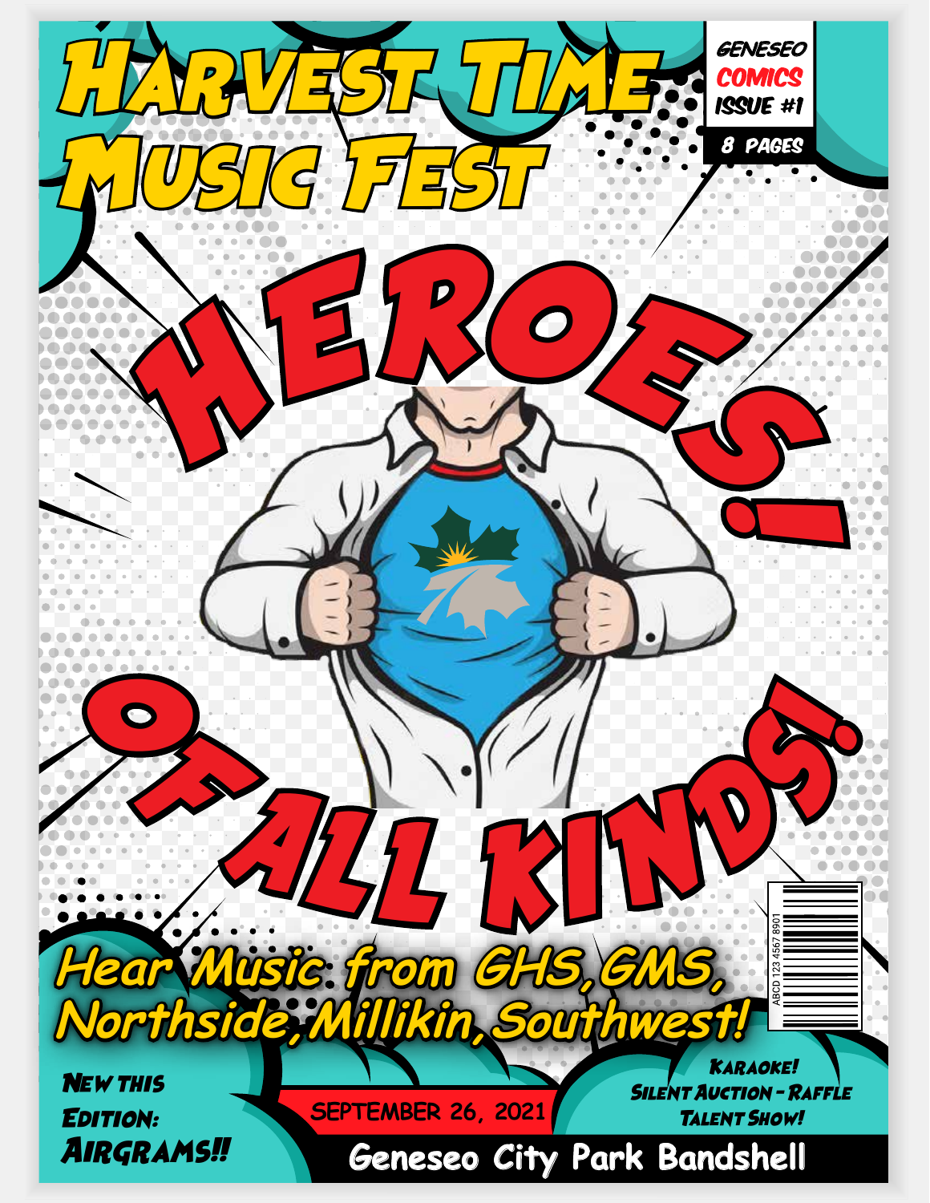# Harvest Time Music Fest

GENESEO COMICS ISSUE #1

8 PAGES

# HEROES! OF ALL KINDS!

## Hear Music from GHS, GMS, Northside, Millikin, Southwest!

ABCD 123 4567 8901

**New this Edition: Airgrams!!**

SEPTEMBER 26, 2021

Karaoke!
Silent Auction - Raffle
Talent Show!

**Geneseo City Park Bandshell**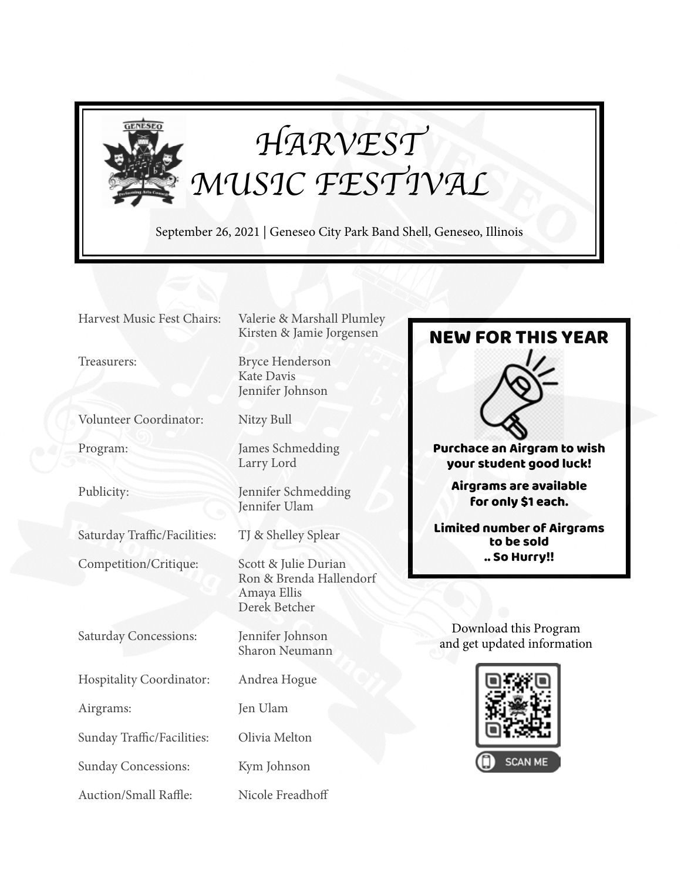# HARVEST MUSIC FESTIVAL

September 26, 2021 | Geneseo City Park Band Shell, Geneseo, Illinois

| | |
|---|---|
| Harvest Music Fest Chairs: | Valerie & Marshall Plumley<br>Kirsten & Jamie Jorgensen |
| Treasurers: | Bryce Henderson<br>Kate Davis<br>Jennifer Johnson |
| Volunteer Coordinator: | Nitzy Bull |
| Program: | James Schmedding<br>Larry Lord |
| Publicity: | Jennifer Schmedding<br>Jennifer Ulam |
| Saturday Traffic/Facilities: | TJ & Shelley Splear |
| Competition/Critique: | Scott & Julie Durian<br>Ron & Brenda Hallendorf<br>Amaya Ellis<br>Derek Betcher |
| Saturday Concessions: | Jennifer Johnson<br>Sharon Neumann |
| Hospitality Coordinator: | Andrea Hogue |
| Airgrams: | Jen Ulam |
| Sunday Traffic/Facilities: | Olivia Melton |
| Sunday Concessions: | Kym Johnson |
| Auction/Small Raffle: | Nicole Freadhoff |

## NEW FOR THIS YEAR

**Purchace an Airgram to wish your student good luck!**

**Airgrams are available for only $1 each.**

**Limited number of Airgrams to be sold .. So Hurry!!**

Download this Program and get updated information

SCAN ME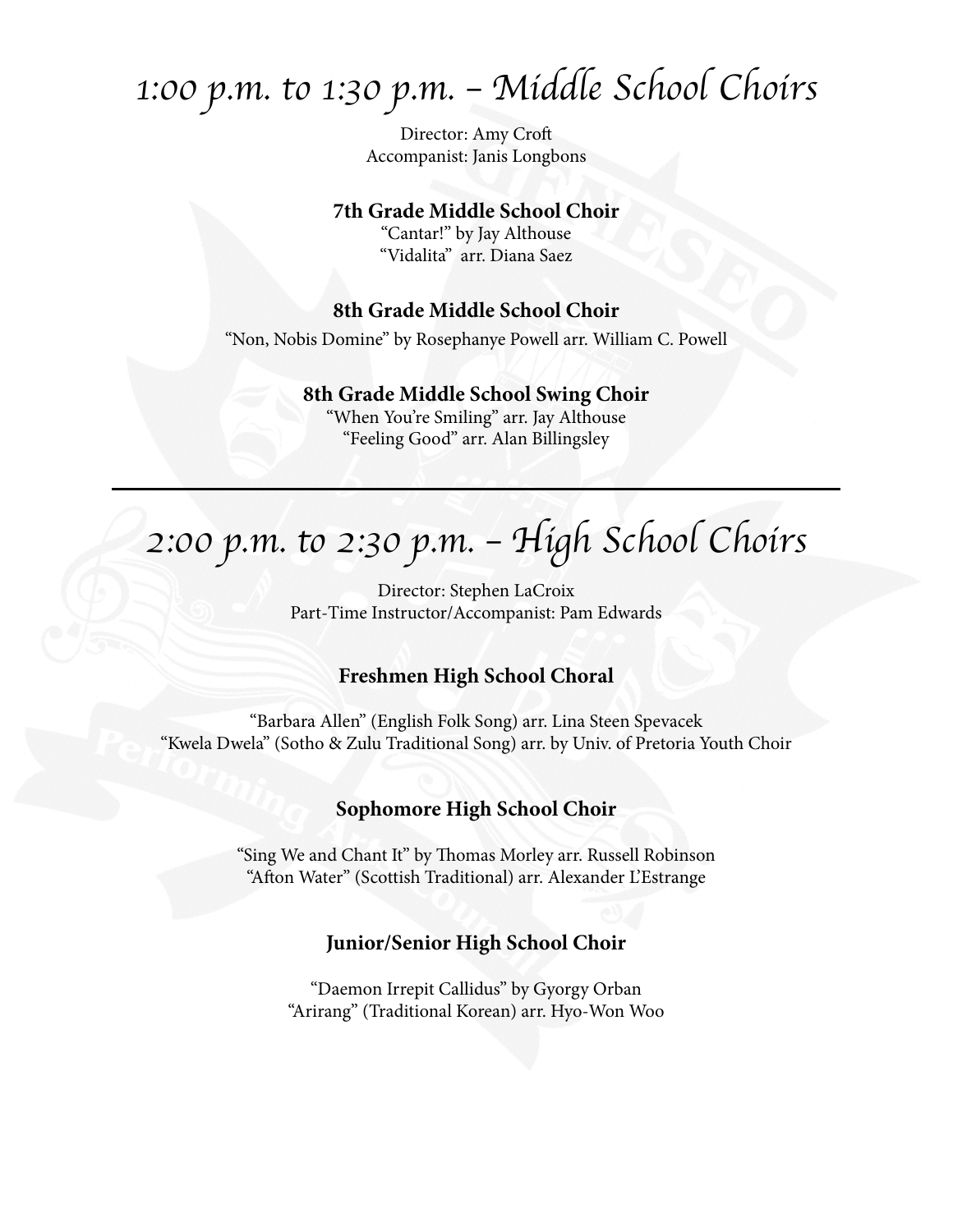# *1:00 p.m. to 1:30 p.m. – Middle School Choirs*

Director: Amy Croft
Accompanist: Janis Longbons

### 7th Grade Middle School Choir

"Cantar!" by Jay Althouse
"Vidalita" arr. Diana Saez

### 8th Grade Middle School Choir

"Non, Nobis Domine" by Rosephanye Powell arr. William C. Powell

### 8th Grade Middle School Swing Choir

"When You're Smiling" arr. Jay Althouse
"Feeling Good" arr. Alan Billingsley

---

# *2:00 p.m. to 2:30 p.m. – High School Choirs*

Director: Stephen LaCroix
Part-Time Instructor/Accompanist: Pam Edwards

### Freshmen High School Choral

"Barbara Allen" (English Folk Song) arr. Lina Steen Spevacek
"Kwela Dwela" (Sotho & Zulu Traditional Song) arr. by Univ. of Pretoria Youth Choir

### Sophomore High School Choir

"Sing We and Chant It" by Thomas Morley arr. Russell Robinson
"Afton Water" (Scottish Traditional) arr. Alexander L'Estrange

### Junior/Senior High School Choir

"Daemon Irrepit Callidus" by Gyorgy Orban
"Arirang" (Traditional Korean) arr. Hyo-Won Woo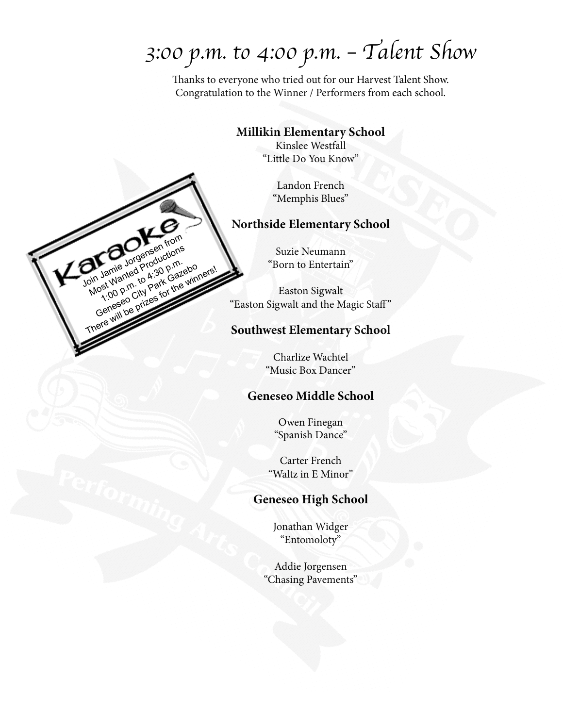# 3:00 p.m. to 4:00 p.m. – Talent Show

Thanks to everyone who tried out for our Harvest Talent Show.
Congratulation to the Winner / Performers from each school.

**Karaoke**

Join Jamie Jorgensen from
Most Wanted Productions
1:00 p.m. to 4:30 p.m.
Geneseo City Park Gazebo
There will be prizes for the winners!

### Millikin Elementary School

Kinslee Westfall
"Little Do You Know"

Landon French
"Memphis Blues"

### Northside Elementary School

Suzie Neumann
"Born to Entertain"

Easton Sigwalt
"Easton Sigwalt and the Magic Staff"

### Southwest Elementary School

Charlize Wachtel
"Music Box Dancer"

### Geneseo Middle School

Owen Finegan
"Spanish Dance"

Carter French
"Waltz in E Minor"

### Geneseo High School

Jonathan Widger
"Entomoloty"

Addie Jorgensen
"Chasing Pavements"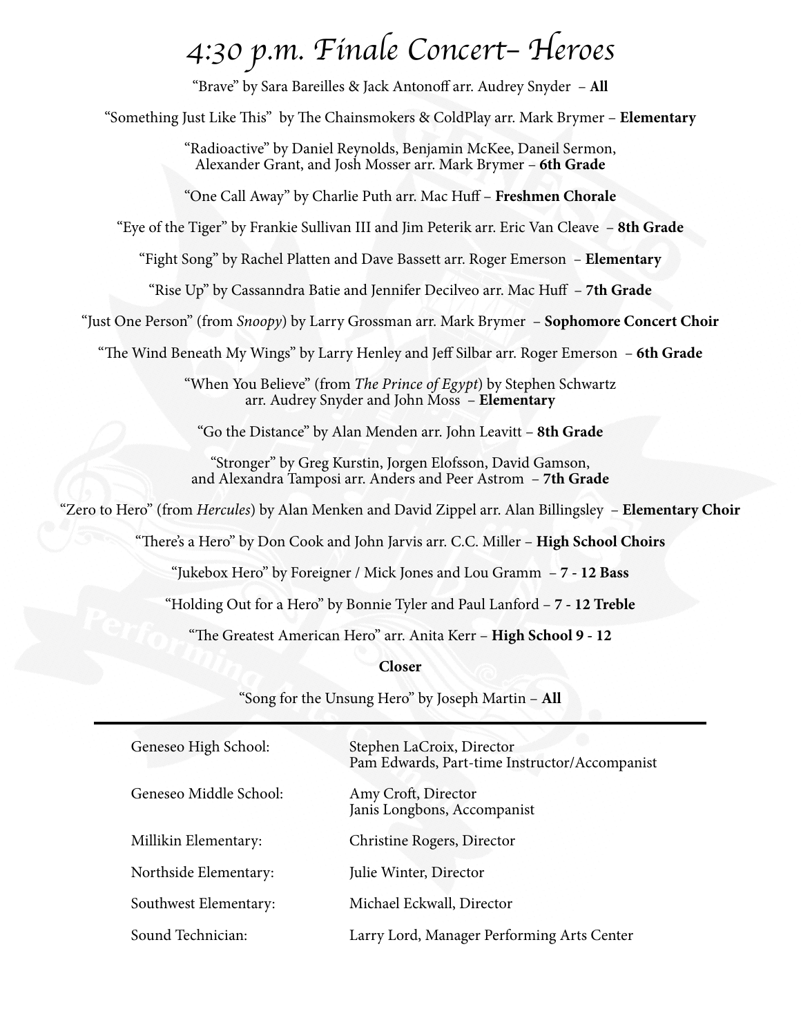# 4:30 p.m. Finale Concert– Heroes

"Brave" by Sara Bareilles & Jack Antonoff arr. Audrey Snyder – **All**

"Something Just Like This" by The Chainsmokers & ColdPlay arr. Mark Brymer – **Elementary**

"Radioactive" by Daniel Reynolds, Benjamin McKee, Daneil Sermon, Alexander Grant, and Josh Mosser arr. Mark Brymer – **6th Grade**

"One Call Away" by Charlie Puth arr. Mac Huff – **Freshmen Chorale**

"Eye of the Tiger" by Frankie Sullivan III and Jim Peterik arr. Eric Van Cleave – **8th Grade**

"Fight Song" by Rachel Platten and Dave Bassett arr. Roger Emerson – **Elementary**

"Rise Up" by Cassanndra Batie and Jennifer Decilveo arr. Mac Huff – **7th Grade**

"Just One Person" (from *Snoopy*) by Larry Grossman arr. Mark Brymer – **Sophomore Concert Choir**

"The Wind Beneath My Wings" by Larry Henley and Jeff Silbar arr. Roger Emerson – **6th Grade**

"When You Believe" (from *The Prince of Egypt*) by Stephen Schwartz arr. Audrey Snyder and John Moss – **Elementary**

"Go the Distance" by Alan Menden arr. John Leavitt – **8th Grade**

"Stronger" by Greg Kurstin, Jorgen Elofsson, David Gamson, and Alexandra Tamposi arr. Anders and Peer Astrom – **7th Grade**

"Zero to Hero" (from *Hercules*) by Alan Menken and David Zippel arr. Alan Billingsley – **Elementary Choir**

"There's a Hero" by Don Cook and John Jarvis arr. C.C. Miller – **High School Choirs**

"Jukebox Hero" by Foreigner / Mick Jones and Lou Gramm – **7 - 12 Bass**

"Holding Out for a Hero" by Bonnie Tyler and Paul Lanford – **7 - 12 Treble**

"The Greatest American Hero" arr. Anita Kerr – **High School 9 - 12**

**Closer**

"Song for the Unsung Hero" by Joseph Martin – **All**

---

| | |
|---|---|
| Geneseo High School: | Stephen LaCroix, Director<br>Pam Edwards, Part-time Instructor/Accompanist |
| Geneseo Middle School: | Amy Croft, Director<br>Janis Longbons, Accompanist |
| Millikin Elementary: | Christine Rogers, Director |
| Northside Elementary: | Julie Winter, Director |
| Southwest Elementary: | Michael Eckwall, Director |
| Sound Technician: | Larry Lord, Manager Performing Arts Center |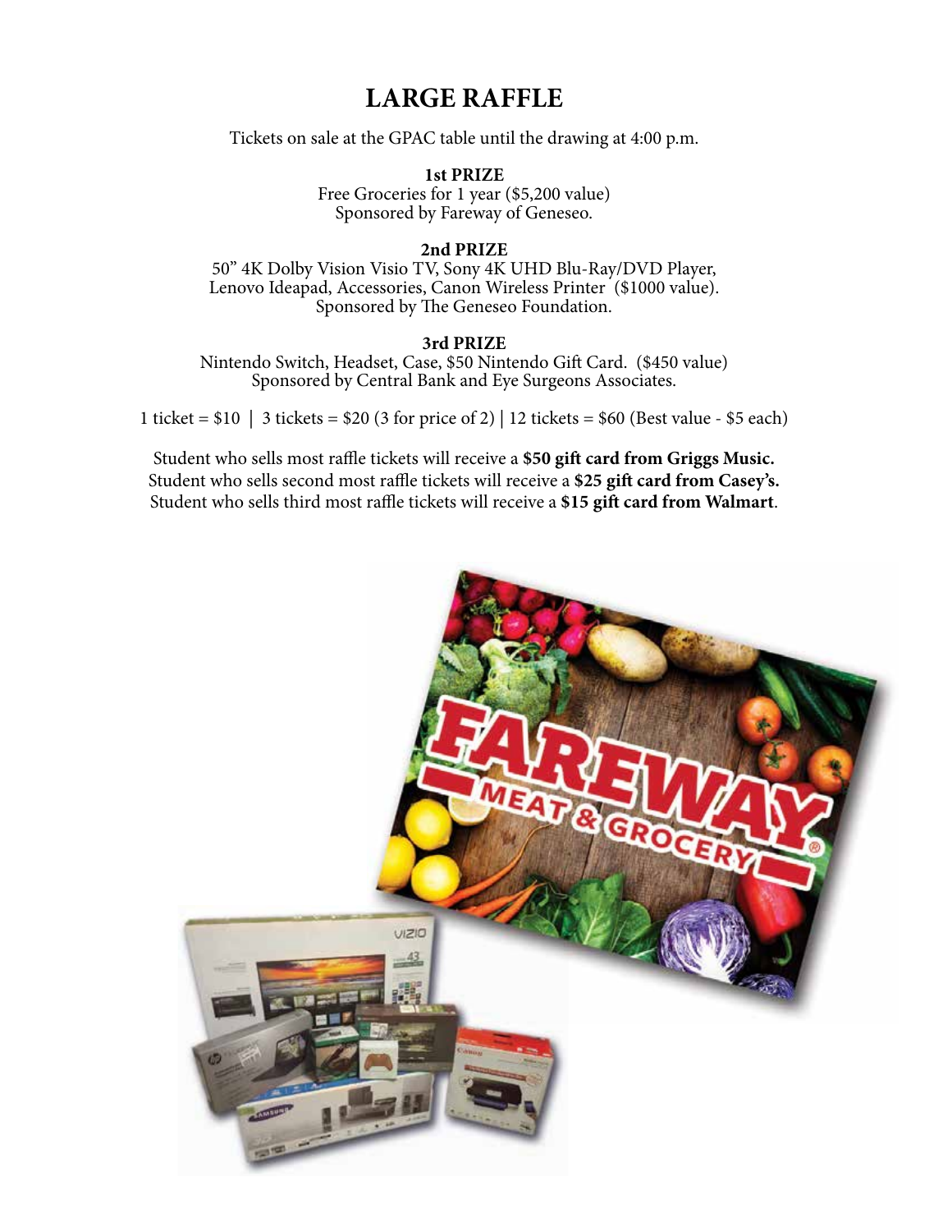# LARGE RAFFLE

Tickets on sale at the GPAC table until the drawing at 4:00 p.m.

**1st PRIZE**
Free Groceries for 1 year ($5,200 value)
Sponsored by Fareway of Geneseo.

**2nd PRIZE**
50" 4K Dolby Vision Visio TV, Sony 4K UHD Blu-Ray/DVD Player, Lenovo Ideapad, Accessories, Canon Wireless Printer ($1000 value).
Sponsored by The Geneseo Foundation.

**3rd PRIZE**
Nintendo Switch, Headset, Case, $50 Nintendo Gift Card. ($450 value)
Sponsored by Central Bank and Eye Surgeons Associates.

1 ticket = $10 | 3 tickets = $20 (3 for price of 2) | 12 tickets = $60 (Best value - $5 each)

Student who sells most raffle tickets will receive a **$50 gift card from Griggs Music.**
Student who sells second most raffle tickets will receive a **$25 gift card from Casey's.**
Student who sells third most raffle tickets will receive a **$15 gift card from Walmart**.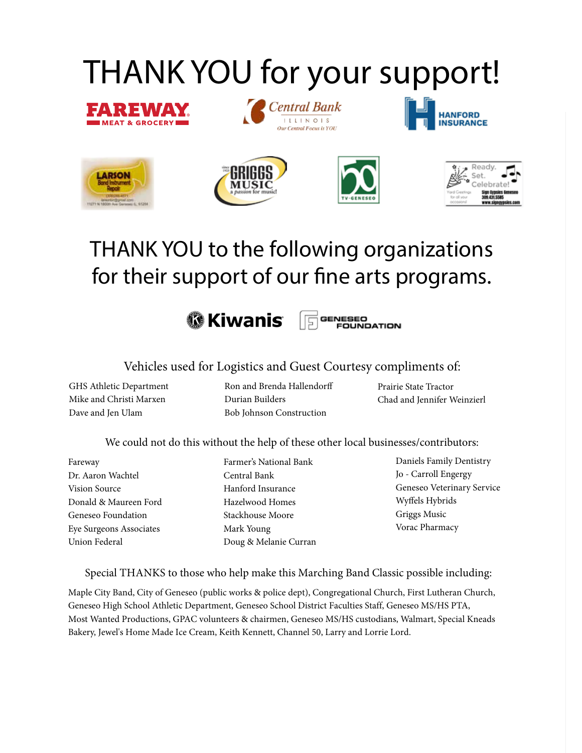# THANK YOU for your support!

FAREWAY MEAT & GROCERY

Central Bank ILLINOIS *Our Central Focus is YOU*

HANFORD INSURANCE

LARSON Band Instrument Repair

GRIGGS MUSIC *a passion for music!*

TV-GENESEO

Ready. Set. Celebrate! Sign Gypsies Geneseo

# THANK YOU to the following organizations for their support of our fine arts programs.

Kiwanis

GENESEO FOUNDATION

## Vehicles used for Logistics and Guest Courtesy compliments of:

GHS Athletic Department
Mike and Christi Marxen
Dave and Jen Ulam
Ron and Brenda Hallendorff
Durian Builders
Bob Johnson Construction
Prairie State Tractor
Chad and Jennifer Weinzierl

## We could not do this without the help of these other local businesses/contributors:

Fareway
Dr. Aaron Wachtel
Vision Source
Donald & Maureen Ford
Geneseo Foundation
Eye Surgeons Associates
Union Federal
Farmer's National Bank
Central Bank
Hanford Insurance
Hazelwood Homes
Stackhouse Moore
Mark Young
Doug & Melanie Curran
Daniels Family Dentistry
Jo - Carroll Engergy
Geneseo Veterinary Service
Wyffels Hybrids
Griggs Music
Vorac Pharmacy

## Special THANKS to those who help make this Marching Band Classic possible including:

Maple City Band, City of Geneseo (public works & police dept), Congregational Church, First Lutheran Church, Geneseo High School Athletic Department, Geneseo School District Faculties Staff, Geneseo MS/HS PTA, Most Wanted Productions, GPAC volunteers & chairmen, Geneseo MS/HS custodians, Walmart, Special Kneads Bakery, Jewel's Home Made Ice Cream, Keith Kennett, Channel 50, Larry and Lorrie Lord.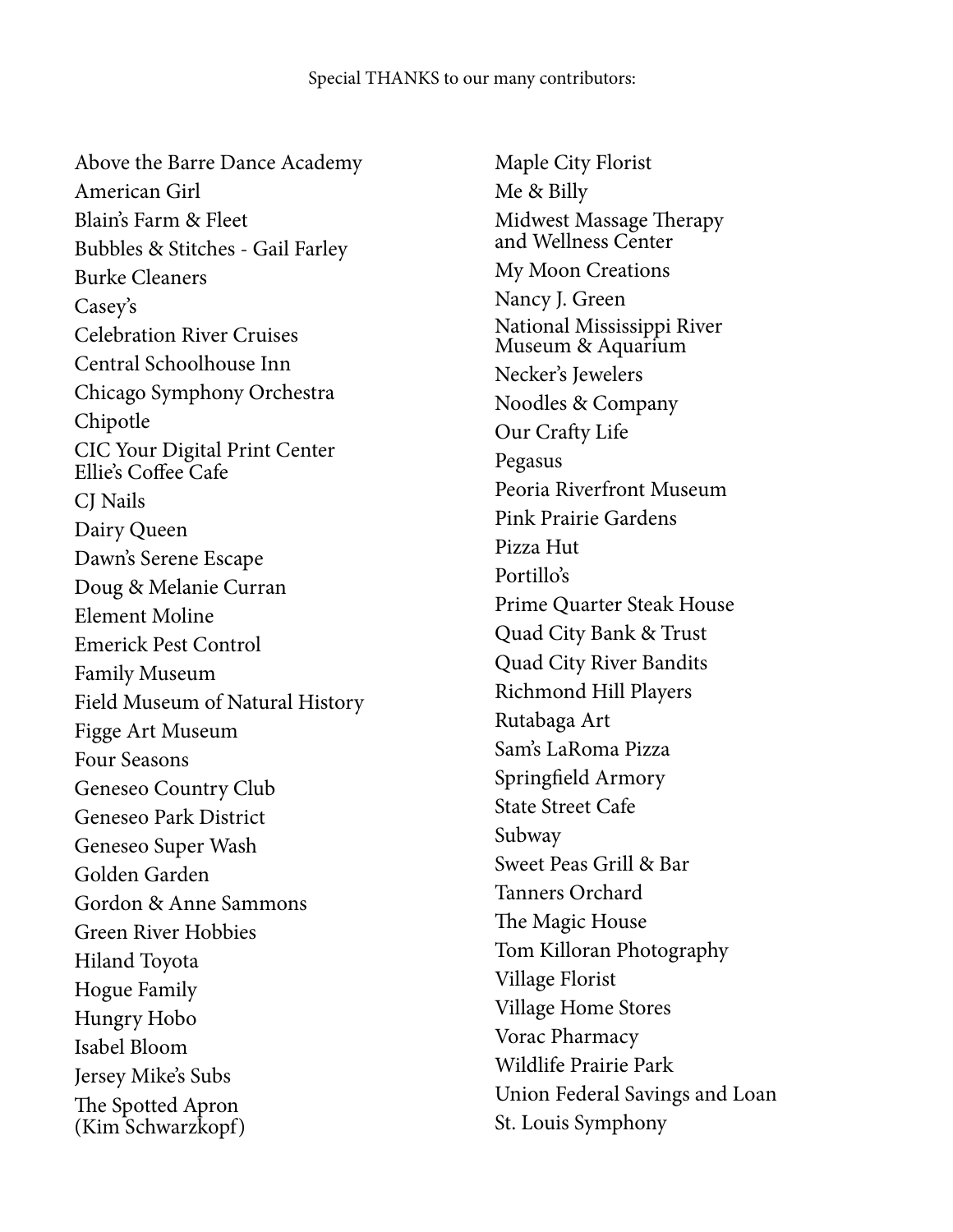Special THANKS to our many contributors:

Above the Barre Dance Academy
American Girl
Blain's Farm & Fleet
Bubbles & Stitches - Gail Farley
Burke Cleaners
Casey's
Celebration River Cruises
Central Schoolhouse Inn
Chicago Symphony Orchestra
Chipotle
CIC Your Digital Print Center
Ellie's Coffee Cafe
CJ Nails
Dairy Queen
Dawn's Serene Escape
Doug & Melanie Curran
Element Moline
Emerick Pest Control
Family Museum
Field Museum of Natural History
Figge Art Museum
Four Seasons
Geneseo Country Club
Geneseo Park District
Geneseo Super Wash
Golden Garden
Gordon & Anne Sammons
Green River Hobbies
Hiland Toyota
Hogue Family
Hungry Hobo
Isabel Bloom
Jersey Mike's Subs
The Spotted Apron
(Kim Schwarzkopf)
Maple City Florist
Me & Billy
Midwest Massage Therapy
and Wellness Center
My Moon Creations
Nancy J. Green
National Mississippi River
Museum & Aquarium
Necker's Jewelers
Noodles & Company
Our Crafty Life
Pegasus
Peoria Riverfront Museum
Pink Prairie Gardens
Pizza Hut
Portillo's
Prime Quarter Steak House
Quad City Bank & Trust
Quad City River Bandits
Richmond Hill Players
Rutabaga Art
Sam's LaRoma Pizza
Springfield Armory
State Street Cafe
Subway
Sweet Peas Grill & Bar
Tanners Orchard
The Magic House
Tom Killoran Photography
Village Florist
Village Home Stores
Vorac Pharmacy
Wildlife Prairie Park
Union Federal Savings and Loan
St. Louis Symphony